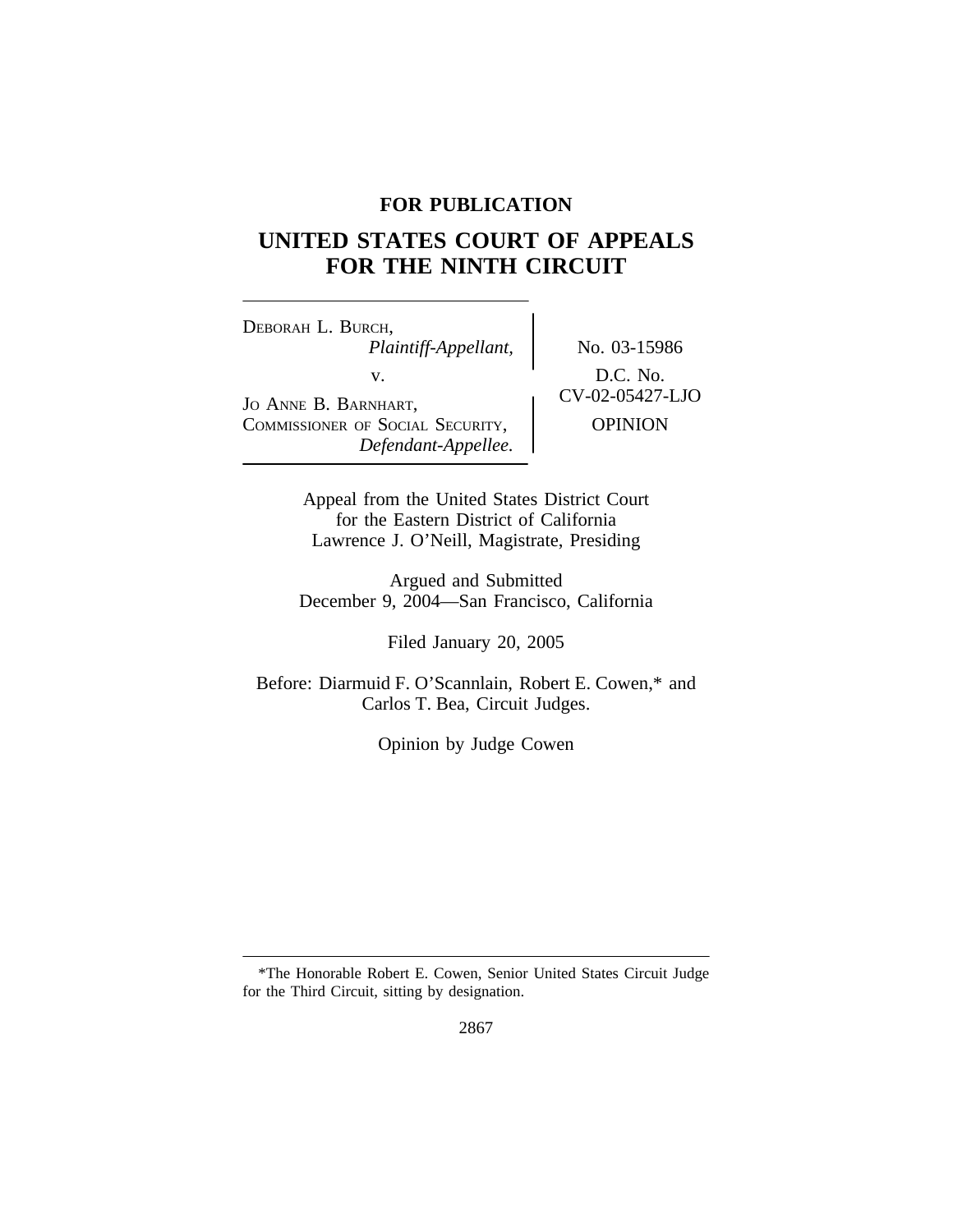**FOR PUBLICATION**

# UNITED STATES COURT OF APPEALS FOR THE NINTH CIRCUIT

DEBORAH L. BURCH,
*Plaintiff-Appellant,*

v.

JO ANNE B. BARNHART, COMMISSIONER OF SOCIAL SECURITY,
*Defendant-Appellee.*

No. 03-15986

D.C. No. CV-02-05427-LJO

OPINION

Appeal from the United States District Court for the Eastern District of California
Lawrence J. O'Neill, Magistrate, Presiding

Argued and Submitted
December 9, 2004—San Francisco, California

Filed January 20, 2005

Before: Diarmuid F. O'Scannlain, Robert E. Cowen,* and Carlos T. Bea, Circuit Judges.

Opinion by Judge Cowen

---

*The Honorable Robert E. Cowen, Senior United States Circuit Judge for the Third Circuit, sitting by designation.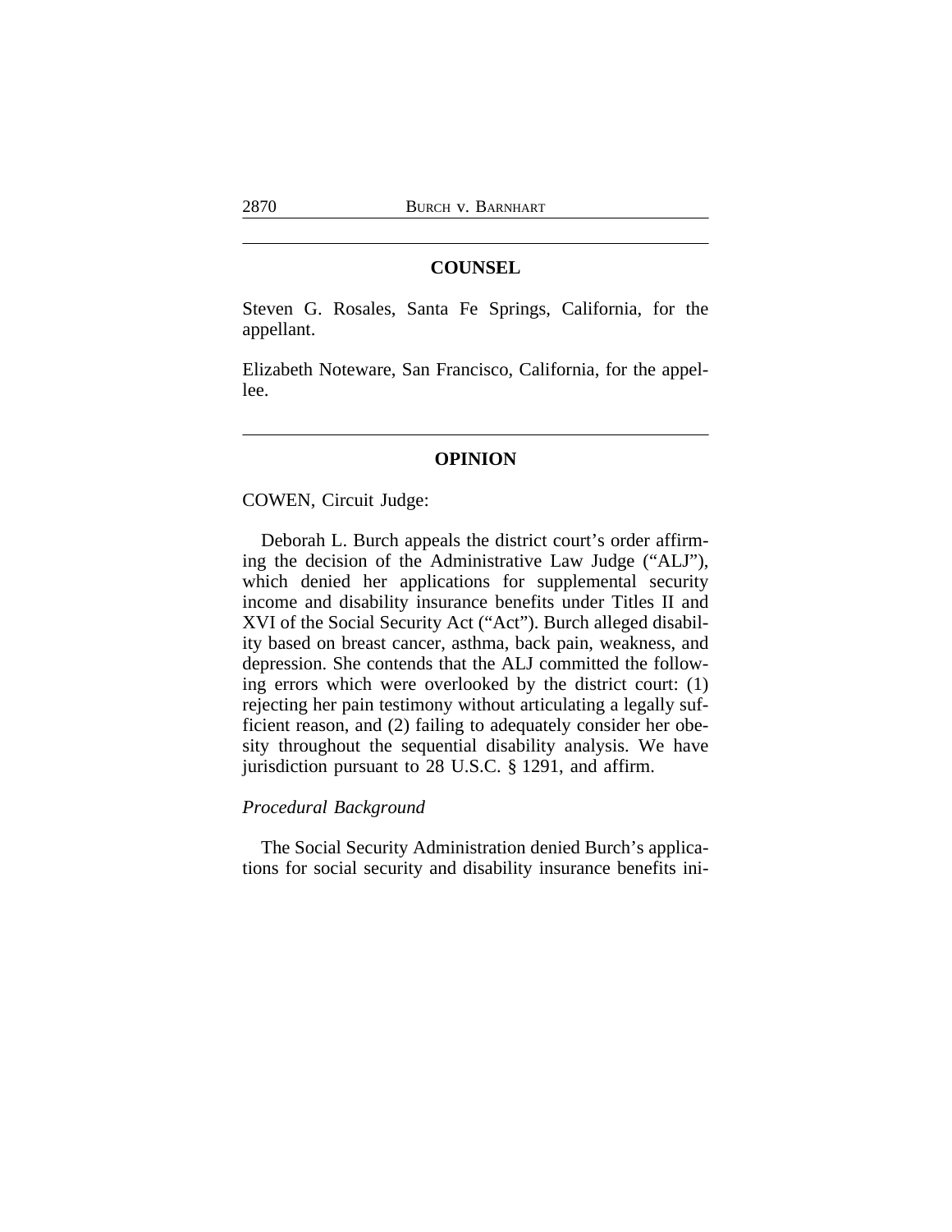## COUNSEL

Steven G. Rosales, Santa Fe Springs, California, for the appellant.

Elizabeth Noteware, San Francisco, California, for the appellee.

## OPINION

COWEN, Circuit Judge:

Deborah L. Burch appeals the district court's order affirming the decision of the Administrative Law Judge ("ALJ"), which denied her applications for supplemental security income and disability insurance benefits under Titles II and XVI of the Social Security Act ("Act"). Burch alleged disability based on breast cancer, asthma, back pain, weakness, and depression. She contends that the ALJ committed the following errors which were overlooked by the district court: (1) rejecting her pain testimony without articulating a legally sufficient reason, and (2) failing to adequately consider her obesity throughout the sequential disability analysis. We have jurisdiction pursuant to 28 U.S.C. § 1291, and affirm.

*Procedural Background*

The Social Security Administration denied Burch's applications for social security and disability insurance benefits ini-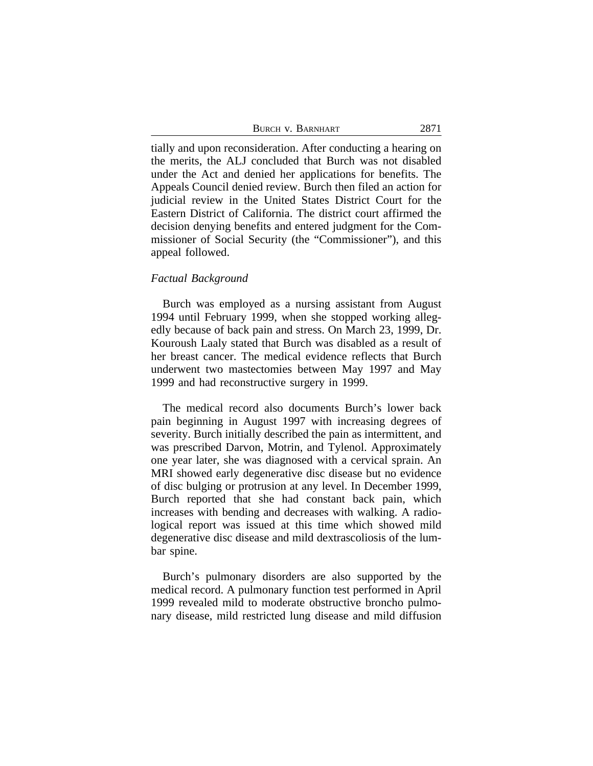tially and upon reconsideration. After conducting a hearing on the merits, the ALJ concluded that Burch was not disabled under the Act and denied her applications for benefits. The Appeals Council denied review. Burch then filed an action for judicial review in the United States District Court for the Eastern District of California. The district court affirmed the decision denying benefits and entered judgment for the Commissioner of Social Security (the "Commissioner"), and this appeal followed.

*Factual Background*

Burch was employed as a nursing assistant from August 1994 until February 1999, when she stopped working allegedly because of back pain and stress. On March 23, 1999, Dr. Kouroush Laaly stated that Burch was disabled as a result of her breast cancer. The medical evidence reflects that Burch underwent two mastectomies between May 1997 and May 1999 and had reconstructive surgery in 1999.

The medical record also documents Burch's lower back pain beginning in August 1997 with increasing degrees of severity. Burch initially described the pain as intermittent, and was prescribed Darvon, Motrin, and Tylenol. Approximately one year later, she was diagnosed with a cervical sprain. An MRI showed early degenerative disc disease but no evidence of disc bulging or protrusion at any level. In December 1999, Burch reported that she had constant back pain, which increases with bending and decreases with walking. A radiological report was issued at this time which showed mild degenerative disc disease and mild dextrascoliosis of the lumbar spine.

Burch's pulmonary disorders are also supported by the medical record. A pulmonary function test performed in April 1999 revealed mild to moderate obstructive broncho pulmonary disease, mild restricted lung disease and mild diffusion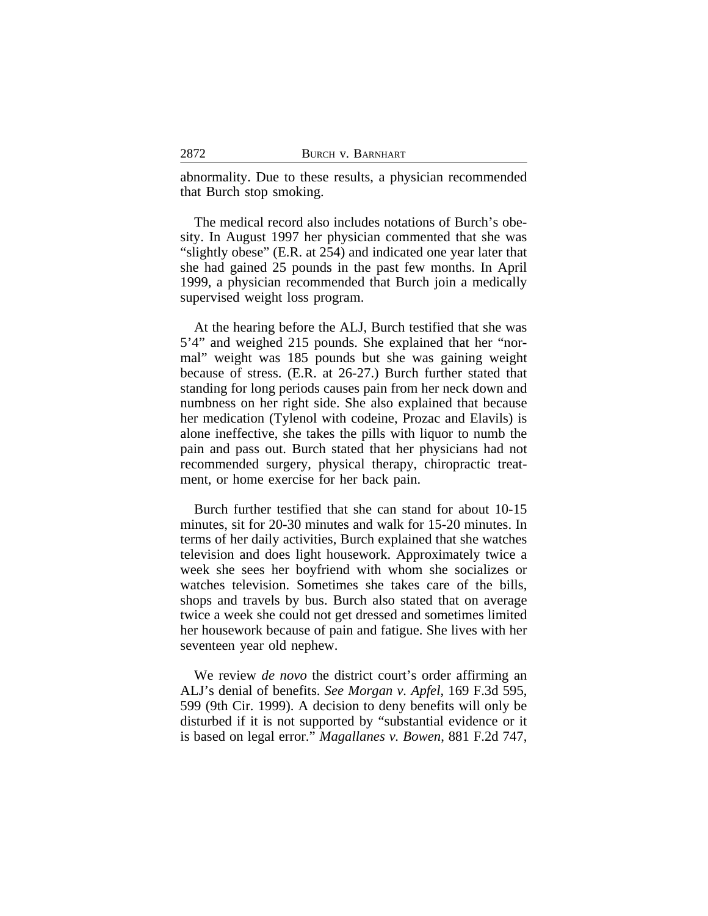abnormality. Due to these results, a physician recommended that Burch stop smoking.

The medical record also includes notations of Burch's obesity. In August 1997 her physician commented that she was "slightly obese" (E.R. at 254) and indicated one year later that she had gained 25 pounds in the past few months. In April 1999, a physician recommended that Burch join a medically supervised weight loss program.

At the hearing before the ALJ, Burch testified that she was 5'4" and weighed 215 pounds. She explained that her "normal" weight was 185 pounds but she was gaining weight because of stress. (E.R. at 26-27.) Burch further stated that standing for long periods causes pain from her neck down and numbness on her right side. She also explained that because her medication (Tylenol with codeine, Prozac and Elavils) is alone ineffective, she takes the pills with liquor to numb the pain and pass out. Burch stated that her physicians had not recommended surgery, physical therapy, chiropractic treatment, or home exercise for her back pain.

Burch further testified that she can stand for about 10-15 minutes, sit for 20-30 minutes and walk for 15-20 minutes. In terms of her daily activities, Burch explained that she watches television and does light housework. Approximately twice a week she sees her boyfriend with whom she socializes or watches television. Sometimes she takes care of the bills, shops and travels by bus. Burch also stated that on average twice a week she could not get dressed and sometimes limited her housework because of pain and fatigue. She lives with her seventeen year old nephew.

We review *de novo* the district court's order affirming an ALJ's denial of benefits. *See Morgan v. Apfel*, 169 F.3d 595, 599 (9th Cir. 1999). A decision to deny benefits will only be disturbed if it is not supported by "substantial evidence or it is based on legal error." *Magallanes v. Bowen*, 881 F.2d 747,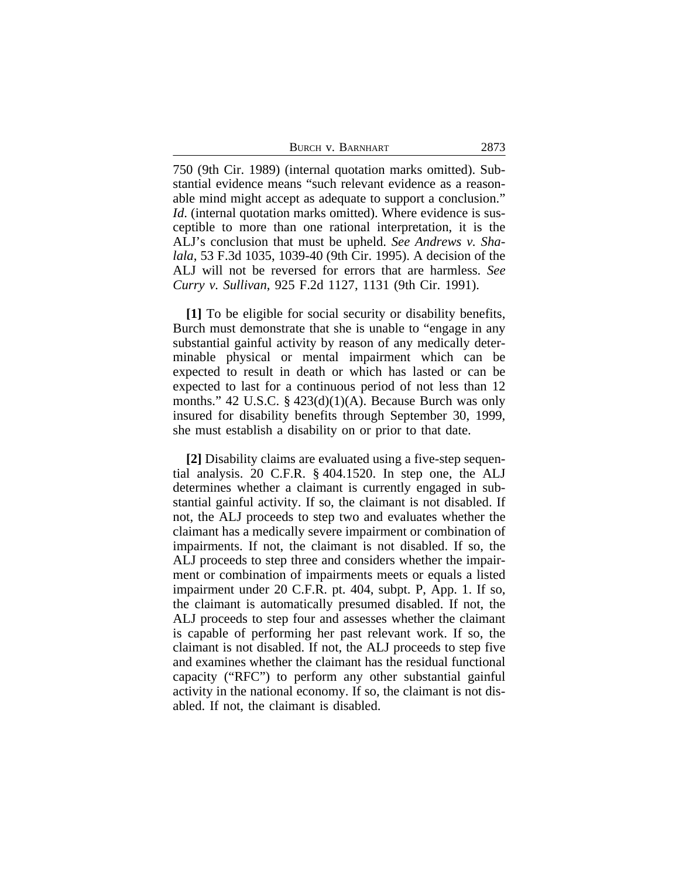750 (9th Cir. 1989) (internal quotation marks omitted). Substantial evidence means "such relevant evidence as a reasonable mind might accept as adequate to support a conclusion." *Id*. (internal quotation marks omitted). Where evidence is susceptible to more than one rational interpretation, it is the ALJ's conclusion that must be upheld. *See Andrews v. Shalala*, 53 F.3d 1035, 1039-40 (9th Cir. 1995). A decision of the ALJ will not be reversed for errors that are harmless. *See Curry v. Sullivan*, 925 F.2d 1127, 1131 (9th Cir. 1991).

**[1]** To be eligible for social security or disability benefits, Burch must demonstrate that she is unable to "engage in any substantial gainful activity by reason of any medically determinable physical or mental impairment which can be expected to result in death or which has lasted or can be expected to last for a continuous period of not less than 12 months." 42 U.S.C. § 423(d)(1)(A). Because Burch was only insured for disability benefits through September 30, 1999, she must establish a disability on or prior to that date.

**[2]** Disability claims are evaluated using a five-step sequential analysis. 20 C.F.R. § 404.1520. In step one, the ALJ determines whether a claimant is currently engaged in substantial gainful activity. If so, the claimant is not disabled. If not, the ALJ proceeds to step two and evaluates whether the claimant has a medically severe impairment or combination of impairments. If not, the claimant is not disabled. If so, the ALJ proceeds to step three and considers whether the impairment or combination of impairments meets or equals a listed impairment under 20 C.F.R. pt. 404, subpt. P, App. 1. If so, the claimant is automatically presumed disabled. If not, the ALJ proceeds to step four and assesses whether the claimant is capable of performing her past relevant work. If so, the claimant is not disabled. If not, the ALJ proceeds to step five and examines whether the claimant has the residual functional capacity ("RFC") to perform any other substantial gainful activity in the national economy. If so, the claimant is not disabled. If not, the claimant is disabled.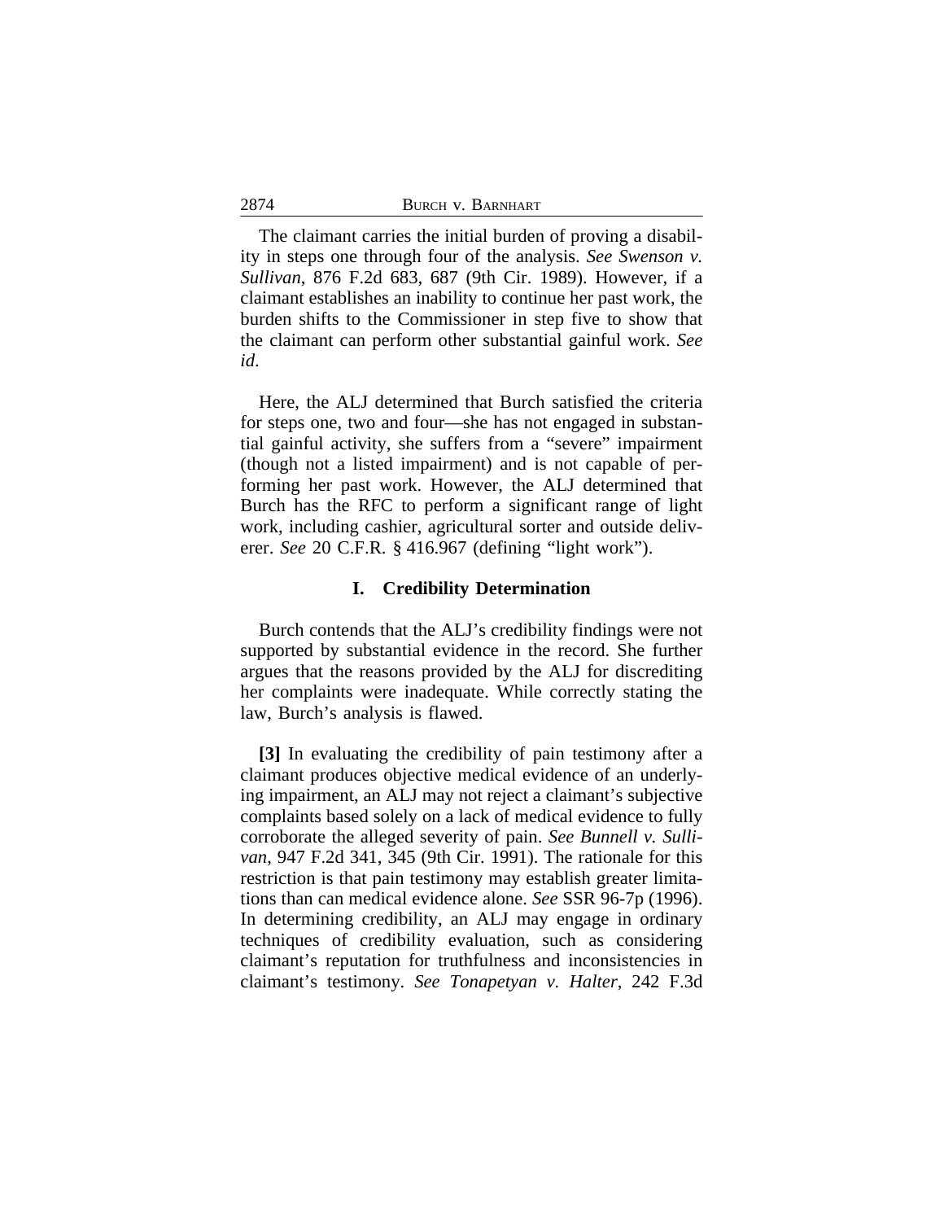The claimant carries the initial burden of proving a disability in steps one through four of the analysis. *See Swenson v. Sullivan*, 876 F.2d 683, 687 (9th Cir. 1989). However, if a claimant establishes an inability to continue her past work, the burden shifts to the Commissioner in step five to show that the claimant can perform other substantial gainful work. *See id*.

Here, the ALJ determined that Burch satisfied the criteria for steps one, two and four—she has not engaged in substantial gainful activity, she suffers from a "severe" impairment (though not a listed impairment) and is not capable of performing her past work. However, the ALJ determined that Burch has the RFC to perform a significant range of light work, including cashier, agricultural sorter and outside deliverer. *See* 20 C.F.R. § 416.967 (defining "light work").

## I. Credibility Determination

Burch contends that the ALJ's credibility findings were not supported by substantial evidence in the record. She further argues that the reasons provided by the ALJ for discrediting her complaints were inadequate. While correctly stating the law, Burch's analysis is flawed.

**[3]** In evaluating the credibility of pain testimony after a claimant produces objective medical evidence of an underlying impairment, an ALJ may not reject a claimant's subjective complaints based solely on a lack of medical evidence to fully corroborate the alleged severity of pain. *See Bunnell v. Sullivan*, 947 F.2d 341, 345 (9th Cir. 1991). The rationale for this restriction is that pain testimony may establish greater limitations than can medical evidence alone. *See* SSR 96-7p (1996). In determining credibility, an ALJ may engage in ordinary techniques of credibility evaluation, such as considering claimant's reputation for truthfulness and inconsistencies in claimant's testimony. *See Tonapetyan v. Halter*, 242 F.3d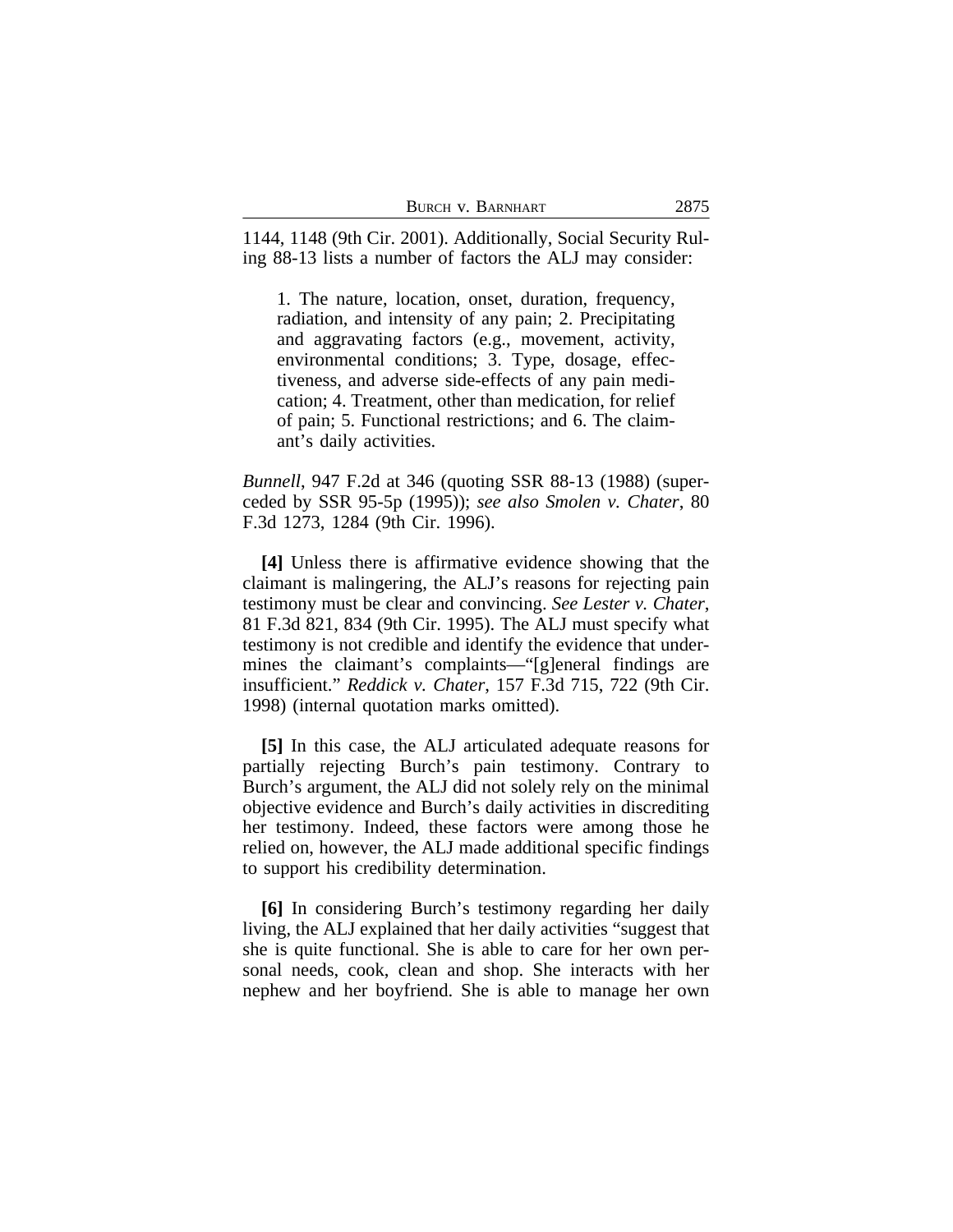1144, 1148 (9th Cir. 2001). Additionally, Social Security Ruling 88-13 lists a number of factors the ALJ may consider:

> 1. The nature, location, onset, duration, frequency, radiation, and intensity of any pain; 2. Precipitating and aggravating factors (e.g., movement, activity, environmental conditions; 3. Type, dosage, effectiveness, and adverse side-effects of any pain medication; 4. Treatment, other than medication, for relief of pain; 5. Functional restrictions; and 6. The claimant's daily activities.

*Bunnell*, 947 F.2d at 346 (quoting SSR 88-13 (1988) (superceded by SSR 95-5p (1995)); *see also Smolen v. Chater*, 80 F.3d 1273, 1284 (9th Cir. 1996).

**[4]** Unless there is affirmative evidence showing that the claimant is malingering, the ALJ's reasons for rejecting pain testimony must be clear and convincing. *See Lester v. Chater*, 81 F.3d 821, 834 (9th Cir. 1995). The ALJ must specify what testimony is not credible and identify the evidence that undermines the claimant's complaints—"[g]eneral findings are insufficient." *Reddick v. Chater*, 157 F.3d 715, 722 (9th Cir. 1998) (internal quotation marks omitted).

**[5]** In this case, the ALJ articulated adequate reasons for partially rejecting Burch's pain testimony. Contrary to Burch's argument, the ALJ did not solely rely on the minimal objective evidence and Burch's daily activities in discrediting her testimony. Indeed, these factors were among those he relied on, however, the ALJ made additional specific findings to support his credibility determination.

**[6]** In considering Burch's testimony regarding her daily living, the ALJ explained that her daily activities "suggest that she is quite functional. She is able to care for her own personal needs, cook, clean and shop. She interacts with her nephew and her boyfriend. She is able to manage her own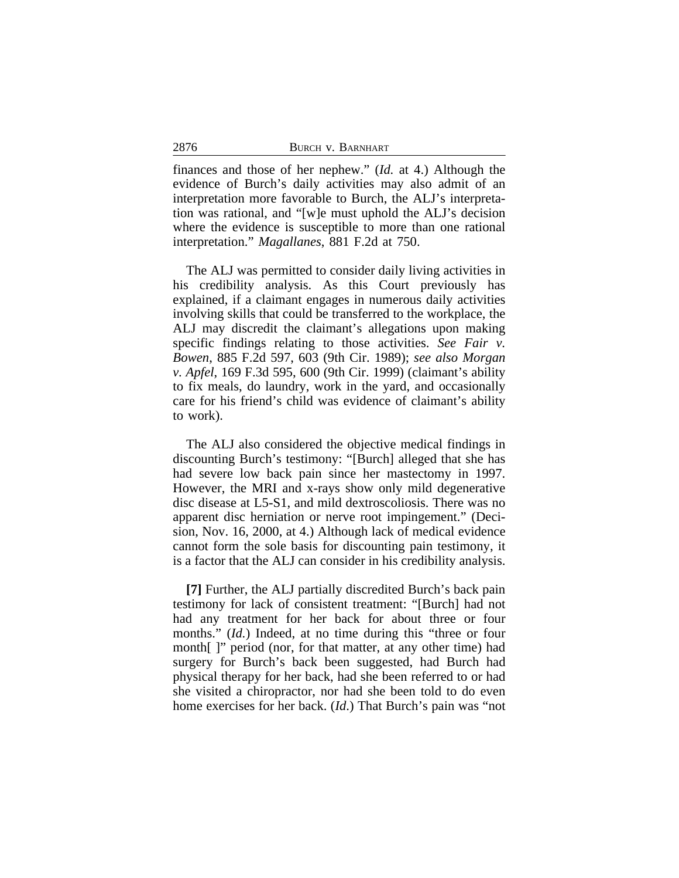finances and those of her nephew." (*Id.* at 4.) Although the evidence of Burch's daily activities may also admit of an interpretation more favorable to Burch, the ALJ's interpretation was rational, and "[w]e must uphold the ALJ's decision where the evidence is susceptible to more than one rational interpretation." *Magallanes*, 881 F.2d at 750.

The ALJ was permitted to consider daily living activities in his credibility analysis. As this Court previously has explained, if a claimant engages in numerous daily activities involving skills that could be transferred to the workplace, the ALJ may discredit the claimant's allegations upon making specific findings relating to those activities. *See Fair v. Bowen*, 885 F.2d 597, 603 (9th Cir. 1989); *see also Morgan v. Apfel*, 169 F.3d 595, 600 (9th Cir. 1999) (claimant's ability to fix meals, do laundry, work in the yard, and occasionally care for his friend's child was evidence of claimant's ability to work).

The ALJ also considered the objective medical findings in discounting Burch's testimony: "[Burch] alleged that she has had severe low back pain since her mastectomy in 1997. However, the MRI and x-rays show only mild degenerative disc disease at L5-S1, and mild dextroscoliosis. There was no apparent disc herniation or nerve root impingement." (Decision, Nov. 16, 2000, at 4.) Although lack of medical evidence cannot form the sole basis for discounting pain testimony, it is a factor that the ALJ can consider in his credibility analysis.

**[7]** Further, the ALJ partially discredited Burch's back pain testimony for lack of consistent treatment: "[Burch] had not had any treatment for her back for about three or four months." (*Id.*) Indeed, at no time during this "three or four month[ ]" period (nor, for that matter, at any other time) had surgery for Burch's back been suggested, had Burch had physical therapy for her back, had she been referred to or had she visited a chiropractor, nor had she been told to do even home exercises for her back. (*Id.*) That Burch's pain was "not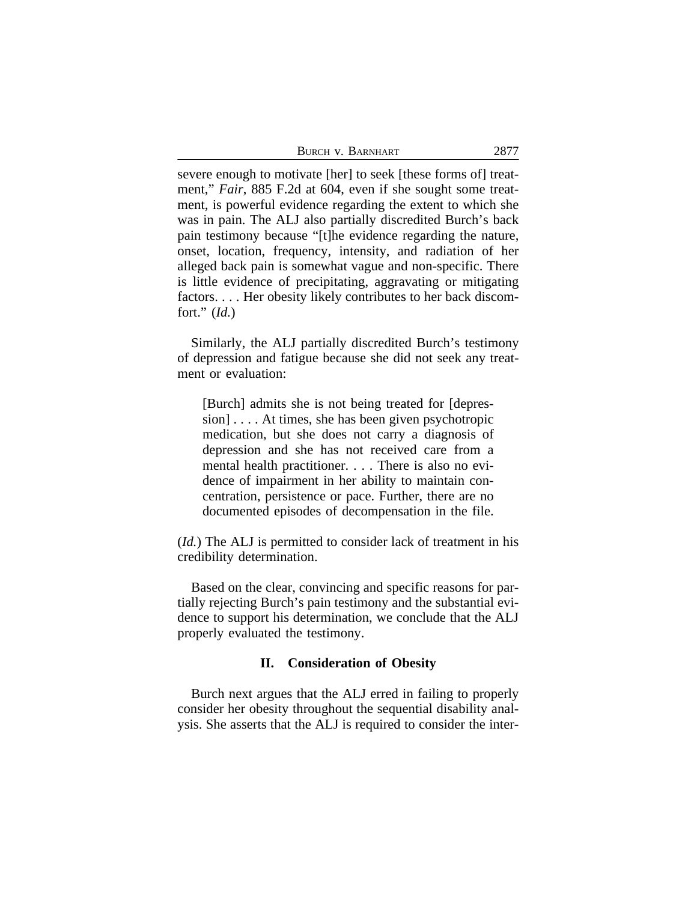severe enough to motivate [her] to seek [these forms of] treatment," *Fair*, 885 F.2d at 604, even if she sought some treatment, is powerful evidence regarding the extent to which she was in pain. The ALJ also partially discredited Burch's back pain testimony because "[t]he evidence regarding the nature, onset, location, frequency, intensity, and radiation of her alleged back pain is somewhat vague and non-specific. There is little evidence of precipitating, aggravating or mitigating factors. . . . Her obesity likely contributes to her back discomfort." (*Id.*)

Similarly, the ALJ partially discredited Burch's testimony of depression and fatigue because she did not seek any treatment or evaluation:

> [Burch] admits she is not being treated for [depression] . . . . At times, she has been given psychotropic medication, but she does not carry a diagnosis of depression and she has not received care from a mental health practitioner. . . . There is also no evidence of impairment in her ability to maintain concentration, persistence or pace. Further, there are no documented episodes of decompensation in the file.

(*Id.*) The ALJ is permitted to consider lack of treatment in his credibility determination.

Based on the clear, convincing and specific reasons for partially rejecting Burch's pain testimony and the substantial evidence to support his determination, we conclude that the ALJ properly evaluated the testimony.

## II. Consideration of Obesity

Burch next argues that the ALJ erred in failing to properly consider her obesity throughout the sequential disability analysis. She asserts that the ALJ is required to consider the inter-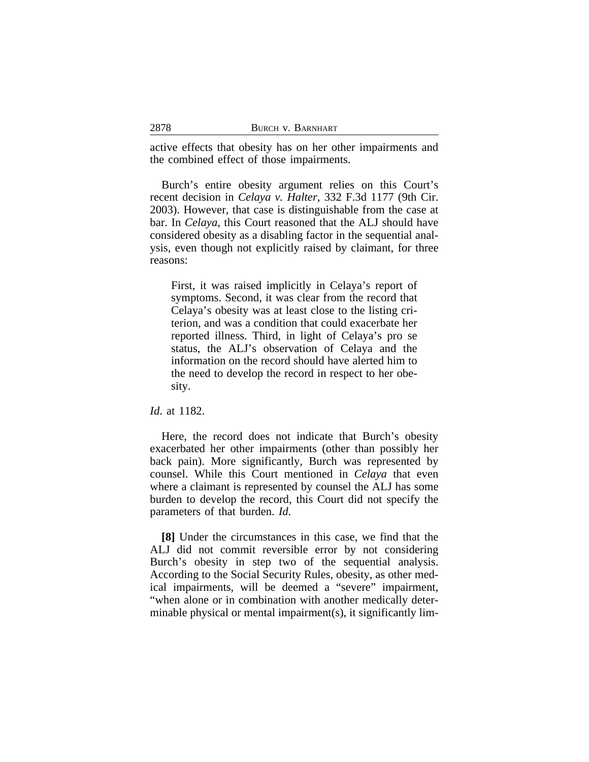active effects that obesity has on her other impairments and the combined effect of those impairments.

Burch's entire obesity argument relies on this Court's recent decision in *Celaya v. Halter*, 332 F.3d 1177 (9th Cir. 2003). However, that case is distinguishable from the case at bar. In *Celaya*, this Court reasoned that the ALJ should have considered obesity as a disabling factor in the sequential analysis, even though not explicitly raised by claimant, for three reasons:

> First, it was raised implicitly in Celaya's report of symptoms. Second, it was clear from the record that Celaya's obesity was at least close to the listing criterion, and was a condition that could exacerbate her reported illness. Third, in light of Celaya's pro se status, the ALJ's observation of Celaya and the information on the record should have alerted him to the need to develop the record in respect to her obesity.

*Id*. at 1182.

Here, the record does not indicate that Burch's obesity exacerbated her other impairments (other than possibly her back pain). More significantly, Burch was represented by counsel. While this Court mentioned in *Celaya* that even where a claimant is represented by counsel the ALJ has some burden to develop the record, this Court did not specify the parameters of that burden. *Id*.

**[8]** Under the circumstances in this case, we find that the ALJ did not commit reversible error by not considering Burch's obesity in step two of the sequential analysis. According to the Social Security Rules, obesity, as other medical impairments, will be deemed a "severe" impairment, "when alone or in combination with another medically determinable physical or mental impairment(s), it significantly lim-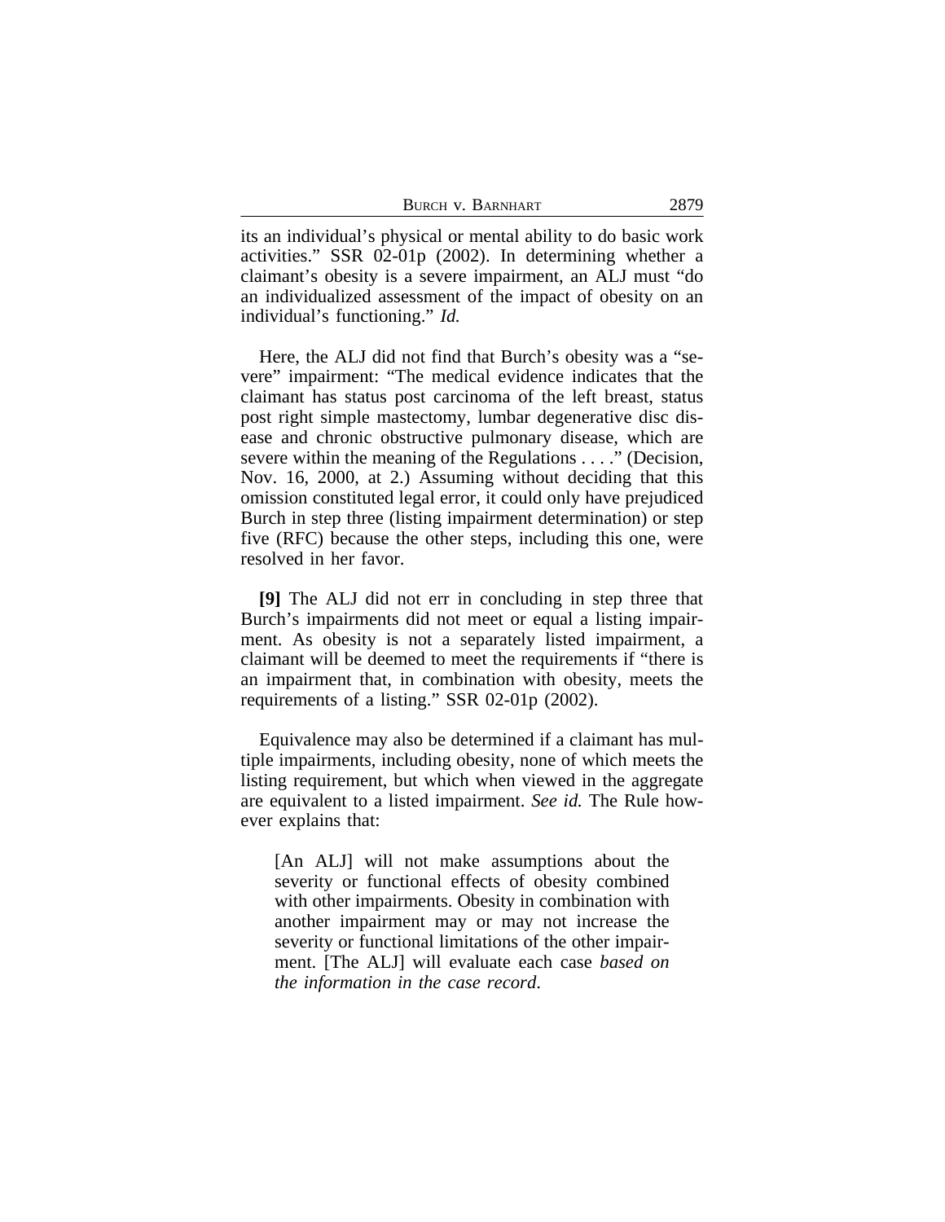its an individual's physical or mental ability to do basic work activities." SSR 02-01p (2002). In determining whether a claimant's obesity is a severe impairment, an ALJ must "do an individualized assessment of the impact of obesity on an individual's functioning." *Id.*

Here, the ALJ did not find that Burch's obesity was a "severe" impairment: "The medical evidence indicates that the claimant has status post carcinoma of the left breast, status post right simple mastectomy, lumbar degenerative disc disease and chronic obstructive pulmonary disease, which are severe within the meaning of the Regulations . . . ." (Decision, Nov. 16, 2000, at 2.) Assuming without deciding that this omission constituted legal error, it could only have prejudiced Burch in step three (listing impairment determination) or step five (RFC) because the other steps, including this one, were resolved in her favor.

**[9]** The ALJ did not err in concluding in step three that Burch's impairments did not meet or equal a listing impairment. As obesity is not a separately listed impairment, a claimant will be deemed to meet the requirements if "there is an impairment that, in combination with obesity, meets the requirements of a listing." SSR 02-01p (2002).

Equivalence may also be determined if a claimant has multiple impairments, including obesity, none of which meets the listing requirement, but which when viewed in the aggregate are equivalent to a listed impairment. *See id.* The Rule however explains that:

> [An ALJ] will not make assumptions about the severity or functional effects of obesity combined with other impairments. Obesity in combination with another impairment may or may not increase the severity or functional limitations of the other impairment. [The ALJ] will evaluate each case *based on the information in the case record*.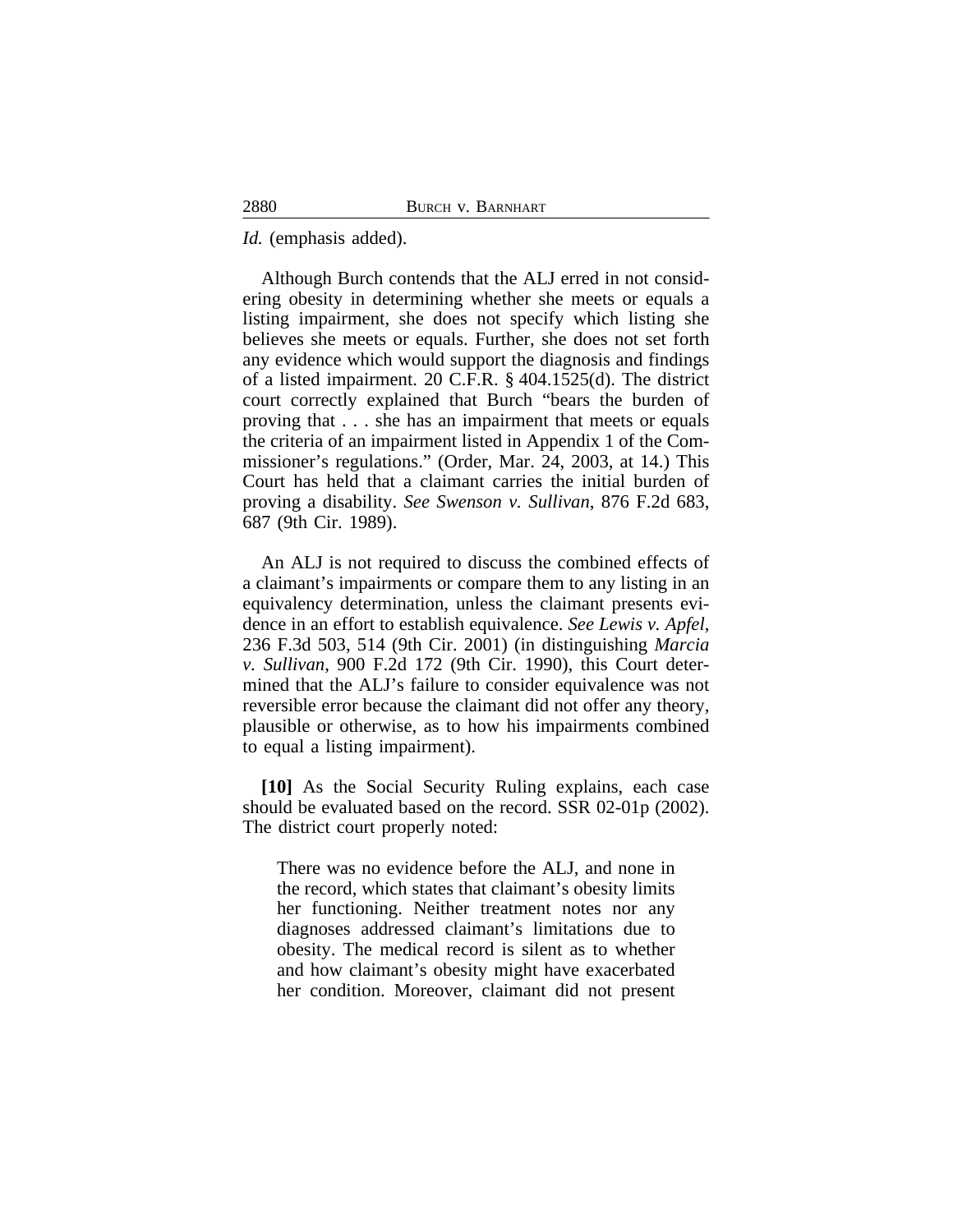*Id.* (emphasis added).

Although Burch contends that the ALJ erred in not considering obesity in determining whether she meets or equals a listing impairment, she does not specify which listing she believes she meets or equals. Further, she does not set forth any evidence which would support the diagnosis and findings of a listed impairment. 20 C.F.R. § 404.1525(d). The district court correctly explained that Burch "bears the burden of proving that . . . she has an impairment that meets or equals the criteria of an impairment listed in Appendix 1 of the Commissioner's regulations." (Order, Mar. 24, 2003, at 14.) This Court has held that a claimant carries the initial burden of proving a disability. *See Swenson v. Sullivan*, 876 F.2d 683, 687 (9th Cir. 1989).

An ALJ is not required to discuss the combined effects of a claimant's impairments or compare them to any listing in an equivalency determination, unless the claimant presents evidence in an effort to establish equivalence. *See Lewis v. Apfel*, 236 F.3d 503, 514 (9th Cir. 2001) (in distinguishing *Marcia v. Sullivan*, 900 F.2d 172 (9th Cir. 1990), this Court determined that the ALJ's failure to consider equivalence was not reversible error because the claimant did not offer any theory, plausible or otherwise, as to how his impairments combined to equal a listing impairment).

**[10]** As the Social Security Ruling explains, each case should be evaluated based on the record. SSR 02-01p (2002). The district court properly noted:

> There was no evidence before the ALJ, and none in the record, which states that claimant's obesity limits her functioning. Neither treatment notes nor any diagnoses addressed claimant's limitations due to obesity. The medical record is silent as to whether and how claimant's obesity might have exacerbated her condition. Moreover, claimant did not present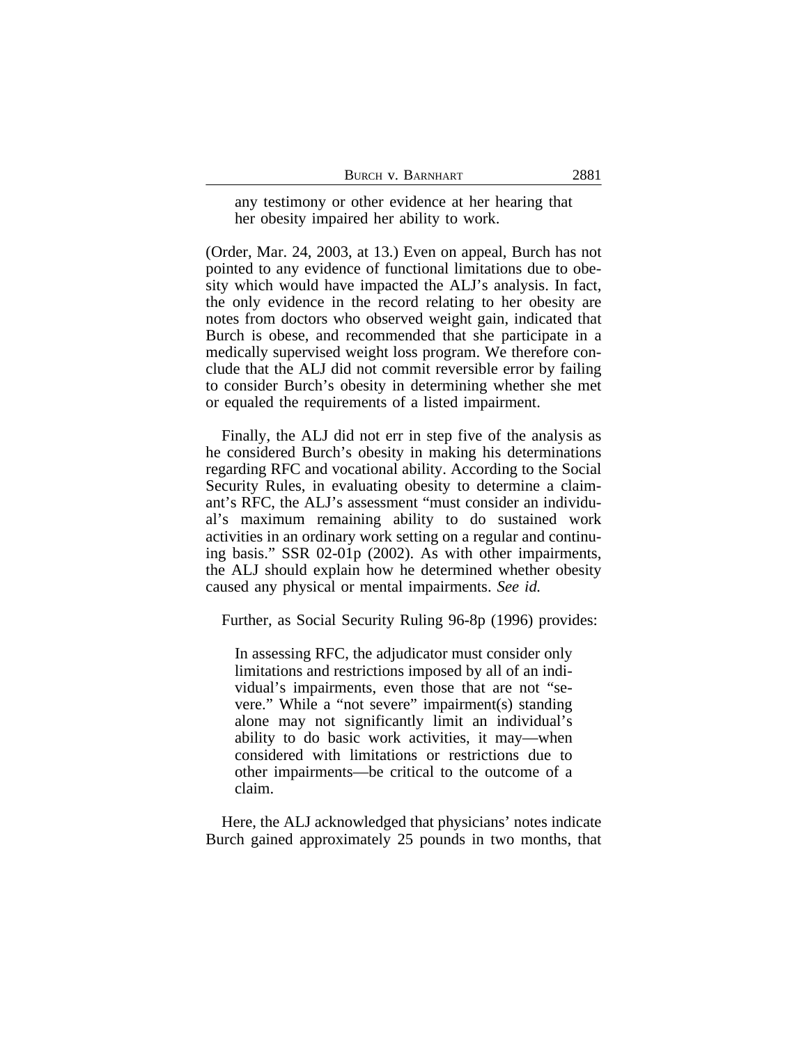> any testimony or other evidence at her hearing that her obesity impaired her ability to work.

(Order, Mar. 24, 2003, at 13.) Even on appeal, Burch has not pointed to any evidence of functional limitations due to obesity which would have impacted the ALJ's analysis. In fact, the only evidence in the record relating to her obesity are notes from doctors who observed weight gain, indicated that Burch is obese, and recommended that she participate in a medically supervised weight loss program. We therefore conclude that the ALJ did not commit reversible error by failing to consider Burch's obesity in determining whether she met or equaled the requirements of a listed impairment.

Finally, the ALJ did not err in step five of the analysis as he considered Burch's obesity in making his determinations regarding RFC and vocational ability. According to the Social Security Rules, in evaluating obesity to determine a claimant's RFC, the ALJ's assessment "must consider an individual's maximum remaining ability to do sustained work activities in an ordinary work setting on a regular and continuing basis." SSR 02-01p (2002). As with other impairments, the ALJ should explain how he determined whether obesity caused any physical or mental impairments. *See id.*

Further, as Social Security Ruling 96-8p (1996) provides:

> In assessing RFC, the adjudicator must consider only limitations and restrictions imposed by all of an individual's impairments, even those that are not "severe." While a "not severe" impairment(s) standing alone may not significantly limit an individual's ability to do basic work activities, it may—when considered with limitations or restrictions due to other impairments—be critical to the outcome of a claim.

Here, the ALJ acknowledged that physicians' notes indicate Burch gained approximately 25 pounds in two months, that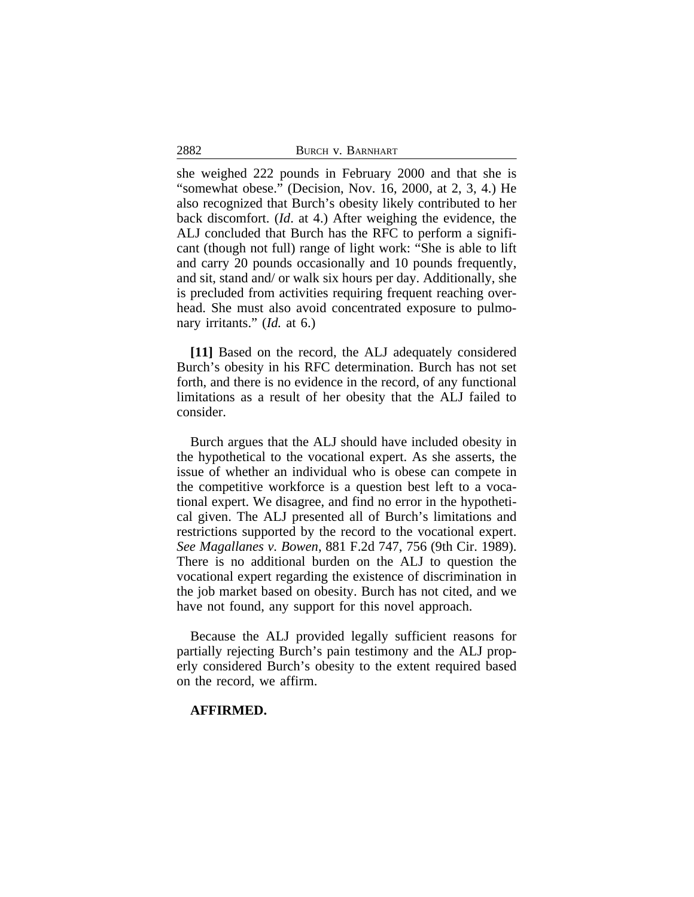she weighed 222 pounds in February 2000 and that she is "somewhat obese." (Decision, Nov. 16, 2000, at 2, 3, 4.) He also recognized that Burch's obesity likely contributed to her back discomfort. (*Id*. at 4.) After weighing the evidence, the ALJ concluded that Burch has the RFC to perform a significant (though not full) range of light work: "She is able to lift and carry 20 pounds occasionally and 10 pounds frequently, and sit, stand and/ or walk six hours per day. Additionally, she is precluded from activities requiring frequent reaching overhead. She must also avoid concentrated exposure to pulmonary irritants." (*Id.* at 6.)

**[11]** Based on the record, the ALJ adequately considered Burch's obesity in his RFC determination. Burch has not set forth, and there is no evidence in the record, of any functional limitations as a result of her obesity that the ALJ failed to consider.

Burch argues that the ALJ should have included obesity in the hypothetical to the vocational expert. As she asserts, the issue of whether an individual who is obese can compete in the competitive workforce is a question best left to a vocational expert. We disagree, and find no error in the hypothetical given. The ALJ presented all of Burch's limitations and restrictions supported by the record to the vocational expert. *See Magallanes v. Bowen*, 881 F.2d 747, 756 (9th Cir. 1989). There is no additional burden on the ALJ to question the vocational expert regarding the existence of discrimination in the job market based on obesity. Burch has not cited, and we have not found, any support for this novel approach.

Because the ALJ provided legally sufficient reasons for partially rejecting Burch's pain testimony and the ALJ properly considered Burch's obesity to the extent required based on the record, we affirm.

**AFFIRMED.**